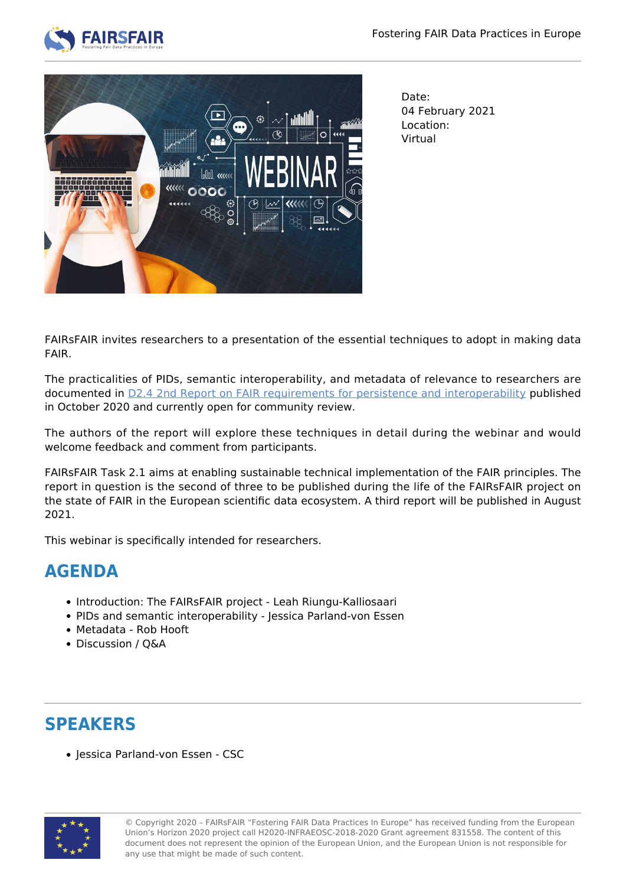Date:
04 February 2021
Location:
Virtual

FAIRsFAIR invites researchers to a presentation of the essential techniques to adopt in making data FAIR.

The practicalities of PIDs, semantic interoperability, and metadata of relevance to researchers are documented in D2.4 2nd Report on FAIR requirements for persistence and interoperability published in October 2020 and currently open for community review.

The authors of the report will explore these techniques in detail during the webinar and would welcome feedback and comment from participants.

FAIRsFAIR Task 2.1 aims at enabling sustainable technical implementation of the FAIR principles. The report in question is the second of three to be published during the life of the FAIRsFAIR project on the state of FAIR in the European scientific data ecosystem. A third report will be published in August 2021.

This webinar is specifically intended for researchers.

## AGENDA

- Introduction: The FAIRsFAIR project - Leah Riungu-Kalliosaari
- PIDs and semantic interoperability - Jessica Parland-von Essen
- Metadata - Rob Hooft
- Discussion / Q&A

## SPEAKERS

- Jessica Parland-von Essen - CSC

© Copyright 2020 – FAIRsFAIR "Fostering FAIR Data Practices In Europe" has received funding from the European Union's Horizon 2020 project call H2020-INFRAEOSC-2018-2020 Grant agreement 831558. The content of this document does not represent the opinion of the European Union, and the European Union is not responsible for any use that might be made of such content.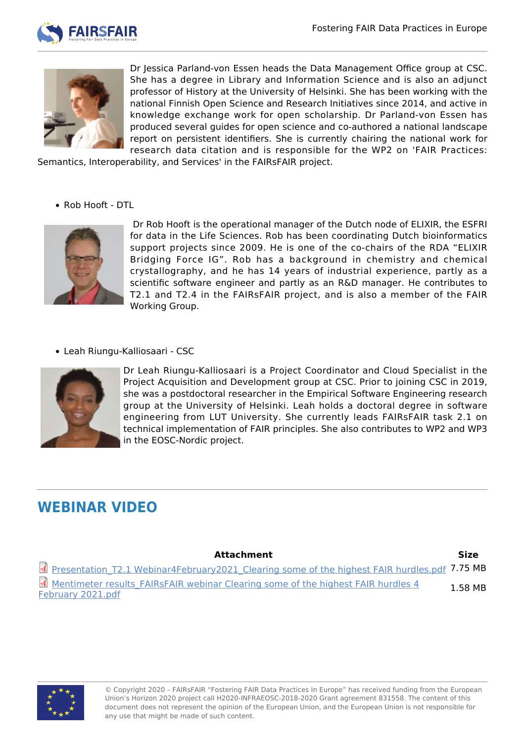Dr Jessica Parland-von Essen heads the Data Management Office group at CSC. She has a degree in Library and Information Science and is also an adjunct professor of History at the University of Helsinki. She has been working with the national Finnish Open Science and Research Initiatives since 2014, and active in knowledge exchange work for open scholarship. Dr Parland-von Essen has produced several guides for open science and co-authored a national landscape report on persistent identifiers. She is currently chairing the national work for research data citation and is responsible for the WP2 on 'FAIR Practices: Semantics, Interoperability, and Services' in the FAIRsFAIR project.

- Rob Hooft - DTL

Dr Rob Hooft is the operational manager of the Dutch node of ELIXIR, the ESFRI for data in the Life Sciences. Rob has been coordinating Dutch bioinformatics support projects since 2009. He is one of the co-chairs of the RDA "ELIXIR Bridging Force IG". Rob has a background in chemistry and chemical crystallography, and he has 14 years of industrial experience, partly as a scientific software engineer and partly as an R&D manager. He contributes to T2.1 and T2.4 in the FAIRsFAIR project, and is also a member of the FAIR Working Group.

- Leah Riungu-Kalliosaari - CSC

Dr Leah Riungu-Kalliosaari is a Project Coordinator and Cloud Specialist in the Project Acquisition and Development group at CSC. Prior to joining CSC in 2019, she was a postdoctoral researcher in the Empirical Software Engineering research group at the University of Helsinki. Leah holds a doctoral degree in software engineering from LUT University. She currently leads FAIRsFAIR task 2.1 on technical implementation of FAIR principles. She also contributes to WP2 and WP3 in the EOSC-Nordic project.

## WEBINAR VIDEO

| Attachment | Size |
| --- | --- |
| Presentation_T2.1 Webinar4February2021_Clearing some of the highest FAIR hurdles.pdf | 7.75 MB |
| Mentimeter results_FAIRsFAIR webinar Clearing some of the highest FAIR hurdles 4 February 2021.pdf | 1.58 MB |